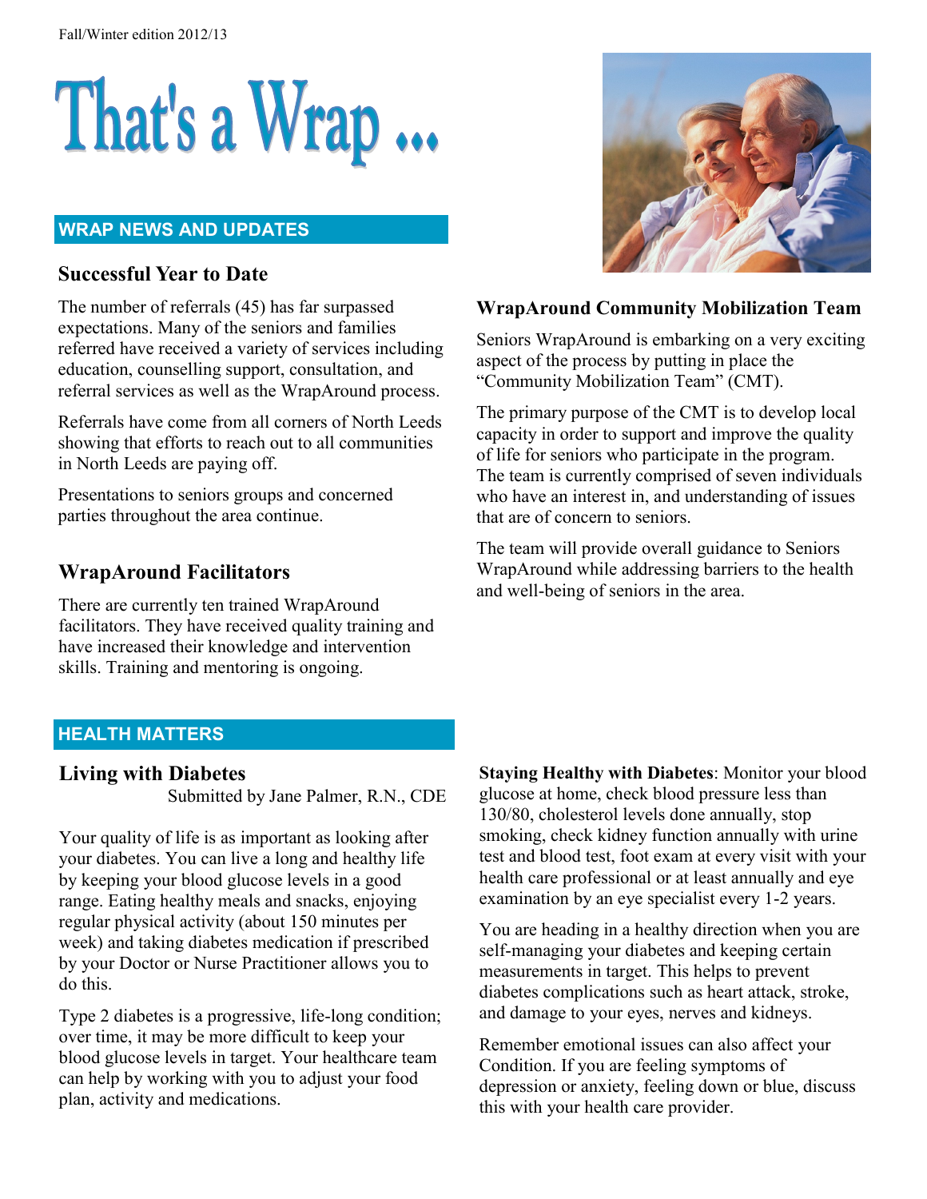Fall/Winter edition 2012/13

# That's a Wrap ...

## WRAP NEWS AND UPDATES

### Successful Year to Date

The number of referrals (45) has far surpassed expectations. Many of the seniors and families referred have received a variety of services including education, counselling support, consultation, and referral services as well as the WrapAround process.

Referrals have come from all corners of North Leeds showing that efforts to reach out to all communities in North Leeds are paying off.

Presentations to seniors groups and concerned parties throughout the area continue.

### WrapAround Facilitators

There are currently ten trained WrapAround facilitators. They have received quality training and have increased their knowledge and intervention skills. Training and mentoring is ongoing.

### WrapAround Community Mobilization Team

Seniors WrapAround is embarking on a very exciting aspect of the process by putting in place the "Community Mobilization Team" (CMT).

The primary purpose of the CMT is to develop local capacity in order to support and improve the quality of life for seniors who participate in the program. The team is currently comprised of seven individuals who have an interest in, and understanding of issues that are of concern to seniors.

The team will provide overall guidance to Seniors WrapAround while addressing barriers to the health and well-being of seniors in the area.

## HEALTH MATTERS

### Living with Diabetes

Submitted by Jane Palmer, R.N., CDE

Your quality of life is as important as looking after your diabetes. You can live a long and healthy life by keeping your blood glucose levels in a good range. Eating healthy meals and snacks, enjoying regular physical activity (about 150 minutes per week) and taking diabetes medication if prescribed by your Doctor or Nurse Practitioner allows you to do this.

Type 2 diabetes is a progressive, life-long condition; over time, it may be more difficult to keep your blood glucose levels in target. Your healthcare team can help by working with you to adjust your food plan, activity and medications.

**Staying Healthy with Diabetes**: Monitor your blood glucose at home, check blood pressure less than 130/80, cholesterol levels done annually, stop smoking, check kidney function annually with urine test and blood test, foot exam at every visit with your health care professional or at least annually and eye examination by an eye specialist every 1-2 years.

You are heading in a healthy direction when you are self-managing your diabetes and keeping certain measurements in target. This helps to prevent diabetes complications such as heart attack, stroke, and damage to your eyes, nerves and kidneys.

Remember emotional issues can also affect your Condition. If you are feeling symptoms of depression or anxiety, feeling down or blue, discuss this with your health care provider.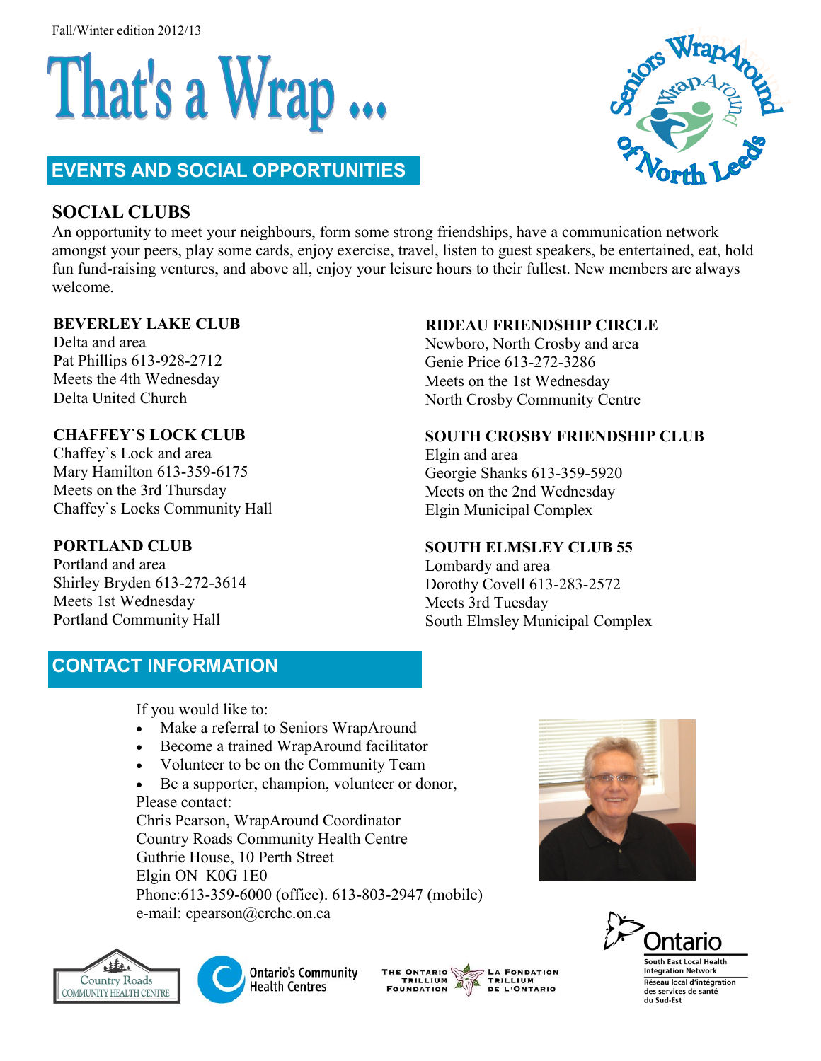Fall/Winter edition 2012/13

# That's a Wrap ...

## EVENTS AND SOCIAL OPPORTUNITIES

### SOCIAL CLUBS

An opportunity to meet your neighbours, form some strong friendships, have a communication network amongst your peers, play some cards, enjoy exercise, travel, listen to guest speakers, be entertained, eat, hold fun fund-raising ventures, and above all, enjoy your leisure hours to their fullest. New members are always welcome.

**BEVERLEY LAKE CLUB**
Delta and area
Pat Phillips 613-928-2712
Meets the 4th Wednesday
Delta United Church

**CHAFFEY`S LOCK CLUB**
Chaffey`s Lock and area
Mary Hamilton 613-359-6175
Meets on the 3rd Thursday
Chaffey`s Locks Community Hall

**PORTLAND CLUB**
Portland and area
Shirley Bryden 613-272-3614
Meets 1st Wednesday
Portland Community Hall

**RIDEAU FRIENDSHIP CIRCLE**
Newboro, North Crosby and area
Genie Price 613-272-3286
Meets on the 1st Wednesday
North Crosby Community Centre

**SOUTH CROSBY FRIENDSHIP CLUB**
Elgin and area
Georgie Shanks 613-359-5920
Meets on the 2nd Wednesday
Elgin Municipal Complex

**SOUTH ELMSLEY CLUB 55**
Lombardy and area
Dorothy Covell 613-283-2572
Meets 3rd Tuesday
South Elmsley Municipal Complex

## CONTACT INFORMATION

If you would like to:

- Make a referral to Seniors WrapAround
- Become a trained WrapAround facilitator
- Volunteer to be on the Community Team
- Be a supporter, champion, volunteer or donor,

Please contact:
Chris Pearson, WrapAround Coordinator
Country Roads Community Health Centre
Guthrie House, 10 Perth Street
Elgin ON K0G 1E0
Phone:613-359-6000 (office). 613-803-2947 (mobile)
e-mail: cpearson@crchc.on.ca